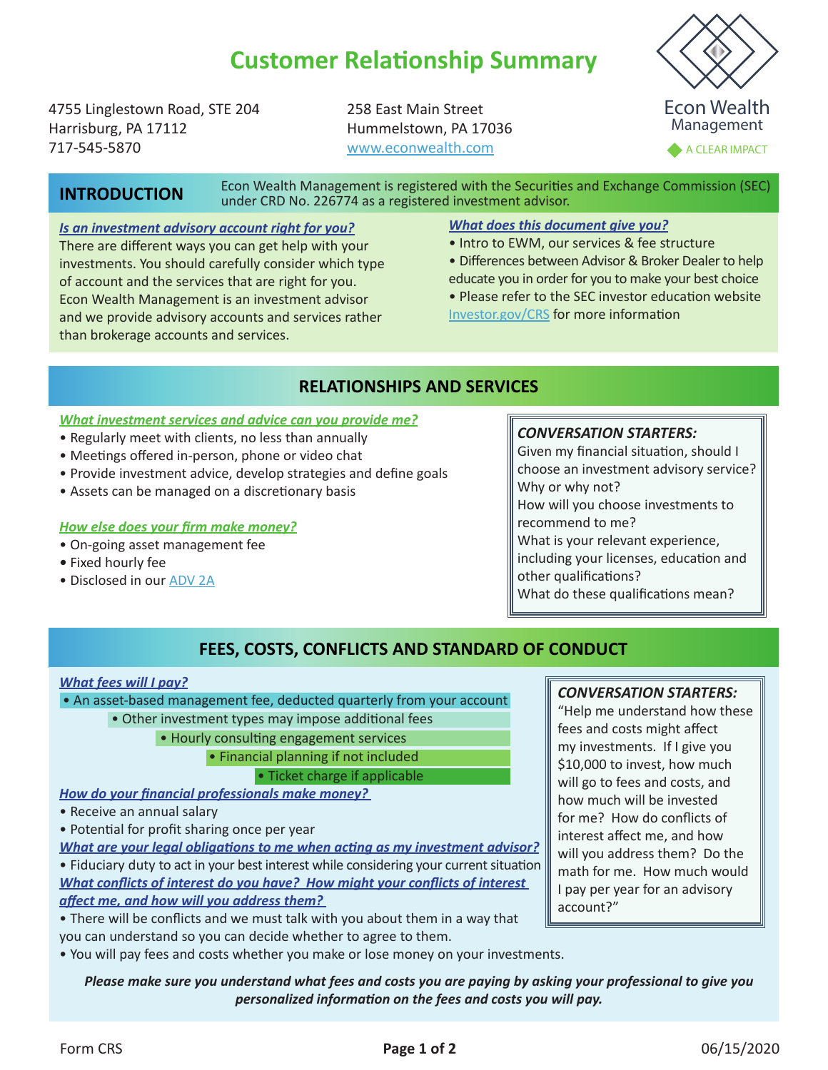# Customer Relationship Summary

4755 Linglestown Road, STE 204
Harrisburg, PA 17112
717-545-5870

258 East Main Street
Hummelstown, PA 17036
www.econwealth.com

Econ Wealth Management
A CLEAR IMPACT

## INTRODUCTION

Econ Wealth Management is registered with the Securities and Exchange Commission (SEC) under CRD No. 226774 as a registered investment advisor.

***Is an investment advisory account right for you?***

There are different ways you can get help with your investments. You should carefully consider which type of account and the services that are right for you. Econ Wealth Management is an investment advisor and we provide advisory accounts and services rather than brokerage accounts and services.

***What does this document give you?***

- Intro to EWM, our services & fee structure
- Differences between Advisor & Broker Dealer to help educate you in order for you to make your best choice
- Please refer to the SEC investor education website Investor.gov/CRS for more information

## RELATIONSHIPS AND SERVICES

***What investment services and advice can you provide me?***

- Regularly meet with clients, no less than annually
- Meetings offered in-person, phone or video chat
- Provide investment advice, develop strategies and define goals
- Assets can be managed on a discretionary basis

***How else does your firm make money?***

- On-going asset management fee
- Fixed hourly fee
- Disclosed in our ADV 2A

***CONVERSATION STARTERS:***

Given my financial situation, should I choose an investment advisory service? Why or why not?
How will you choose investments to recommend to me?
What is your relevant experience, including your licenses, education and other qualifications?
What do these qualifications mean?

## FEES, COSTS, CONFLICTS AND STANDARD OF CONDUCT

***What fees will I pay?***

- An asset-based management fee, deducted quarterly from your account
- Other investment types may impose additional fees
- Hourly consulting engagement services
- Financial planning if not included
- Ticket charge if applicable

***How do your financial professionals make money?***

- Receive an annual salary
- Potential for profit sharing once per year

***What are your legal obligations to me when acting as my investment advisor?***

- Fiduciary duty to act in your best interest while considering your current situation

***What conflicts of interest do you have? How might your conflicts of interest affect me, and how will you address them?***

- There will be conflicts and we must talk with you about them in a way that you can understand so you can decide whether to agree to them.
- You will pay fees and costs whether you make or lose money on your investments.

***CONVERSATION STARTERS:***

"Help me understand how these fees and costs might affect my investments. If I give you $10,000 to invest, how much will go to fees and costs, and how much will be invested for me? How do conflicts of interest affect me, and how will you address them? Do the math for me. How much would I pay per year for an advisory account?"

***Please make sure you understand what fees and costs you are paying by asking your professional to give you personalized information on the fees and costs you will pay.***

Form CRS 06/15/2020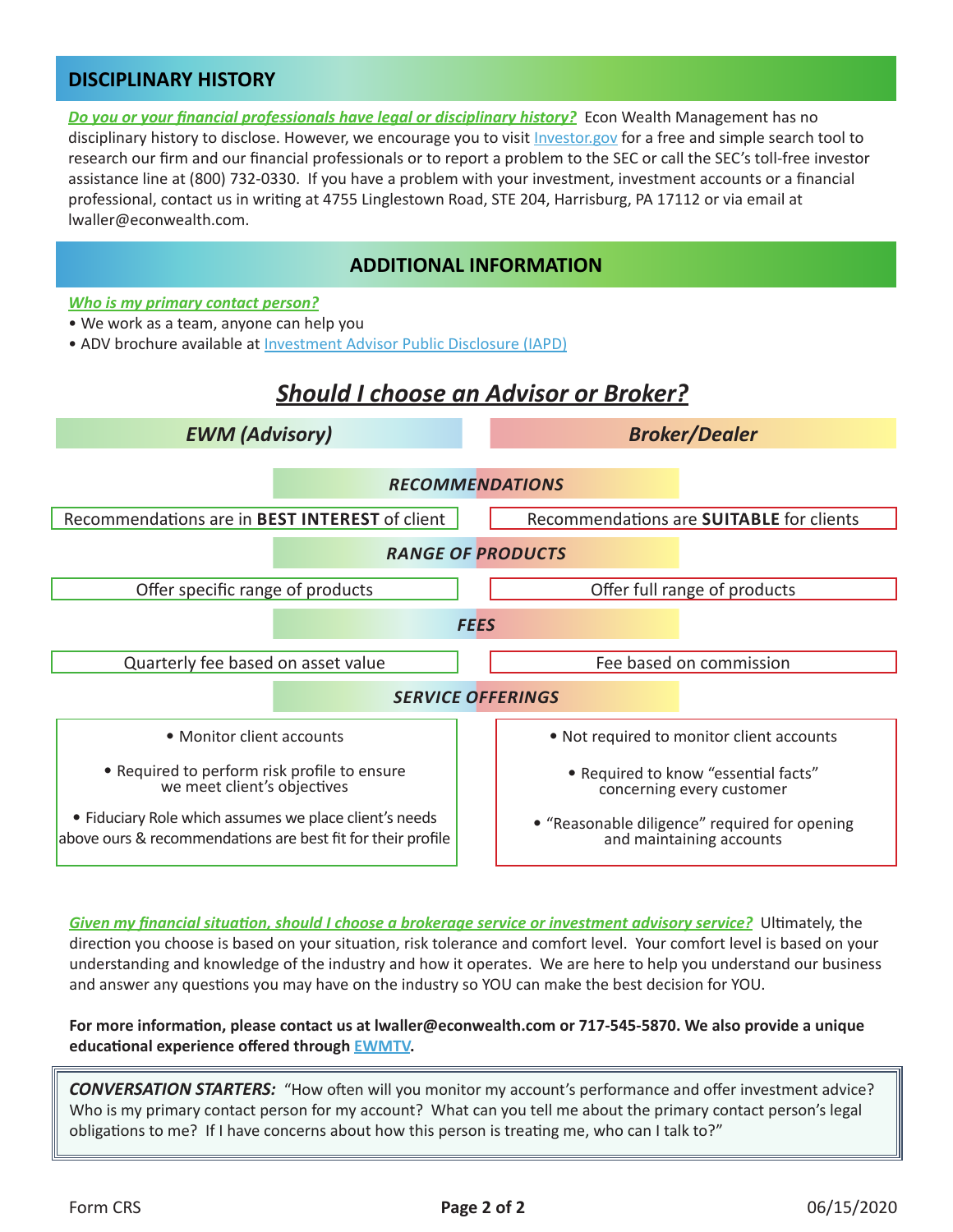## DISCLOSURE HISTORY

## DISCIPLINARY HISTORY

***Do you or your financial professionals have legal or disciplinary history?*** Econ Wealth Management has no disciplinary history to disclose. However, we encourage you to visit Investor.gov for a free and simple search tool to research our firm and our financial professionals or to report a problem to the SEC or call the SEC's toll-free investor assistance line at (800) 732-0330. If you have a problem with your investment, investment accounts or a financial professional, contact us in writing at 4755 Linglestown Road, STE 204, Harrisburg, PA 17112 or via email at lwaller@econwealth.com.

## ADDITIONAL INFORMATION

***Who is my primary contact person?***

- We work as a team, anyone can help you
- ADV brochure available at Investment Advisor Public Disclosure (IAPD)

## *Should I choose an Advisor or Broker?*

| | *EWM (Advisory)* | *Broker/Dealer* |
|---|---|---|
| ***RECOMMENDATIONS*** | Recommendations are in **BEST INTEREST** of client | Recommendations are **SUITABLE** for clients |
| ***RANGE OF PRODUCTS*** | Offer specific range of products | Offer full range of products |
| ***FEES*** | Quarterly fee based on asset value | Fee based on commission |
| ***SERVICE OFFERINGS*** | • Monitor client accounts<br>• Required to perform risk profile to ensure we meet client's objectives<br>• Fiduciary Role which assumes we place client's needs above ours & recommendations are best fit for their profile | • Not required to monitor client accounts<br>• Required to know "essential facts" concerning every customer<br>• "Reasonable diligence" required for opening and maintaining accounts |

***Given my financial situation, should I choose a brokerage service or investment advisory service?*** Ultimately, the direction you choose is based on your situation, risk tolerance and comfort level. Your comfort level is based on your understanding and knowledge of the industry and how it operates. We are here to help you understand our business and answer any questions you may have on the industry so YOU can make the best decision for YOU.

**For more information, please contact us at lwaller@econwealth.com or 717-545-5870. We also provide a unique educational experience offered through EWMTV.**

***CONVERSATION STARTERS:*** "How often will you monitor my account's performance and offer investment advice? Who is my primary contact person for my account? What can you tell me about the primary contact person's legal obligations to me? If I have concerns about how this person is treating me, who can I talk to?"

Form CRS 06/15/2020

## DISCIPLINARY HISTORY

***Do you or your financial professionals have legal or disciplinary history?*** Econ Wealth Management has no disciplinary history to disclose. However, we encourage you to visit Investor.gov for a free and simple search tool to research our firm and our financial professionals or to report a problem to the SEC or call the SEC's toll-free investor assistance line at (800) 732-0330. If you have a problem with your investment, investment accounts or a financial professional, contact us in writing at 4755 Linglestown Road, STE 204, Harrisburg, PA 17112 or via email at lwaller@econwealth.com.

## ADDITIONAL INFORMATION

***Who is my primary contact person?***

- We work as a team, anyone can help you
- ADV brochure available at Investment Advisor Public Disclosure (IAPD)

## *Should I choose an Advisor or Broker?*

| | *EWM (Advisory)* | *Broker/Dealer* |
|---|---|---|
| ***RECOMMENDATIONS*** | Recommendations are in **BEST INTEREST** of client | Recommendations are **SUITABLE** for clients |
| ***RANGE OF PRODUCTS*** | Offer specific range of products | Offer full range of products |
| ***FEES*** | Quarterly fee based on asset value | Fee based on commission |
| ***SERVICE OFFERINGS*** | • Monitor client accounts<br>• Required to perform risk profile to ensure we meet client's objectives<br>• Fiduciary Role which assumes we place client's needs above ours & recommendations are best fit for their profile | • Not required to monitor client accounts<br>• Required to know "essential facts" concerning every customer<br>• "Reasonable diligence" required for opening and maintaining accounts |

***Given my financial situation, should I choose a brokerage service or investment advisory service?*** Ultimately, the direction you choose is based on your situation, risk tolerance and comfort level. Your comfort level is based on your understanding and knowledge of the industry and how it operates. We are here to help you understand our business and answer any questions you may have on the industry so YOU can make the best decision for YOU.

**For more information, please contact us at lwaller@econwealth.com or 717-545-5870. We also provide a unique educational experience offered through EWMTV.**

***CONVERSATION STARTERS:*** "How often will you monitor my account's performance and offer investment advice? Who is my primary contact person for my account? What can you tell me about the primary contact person's legal obligations to me? If I have concerns about how this person is treating me, who can I talk to?"

Form CRS 06/15/2020